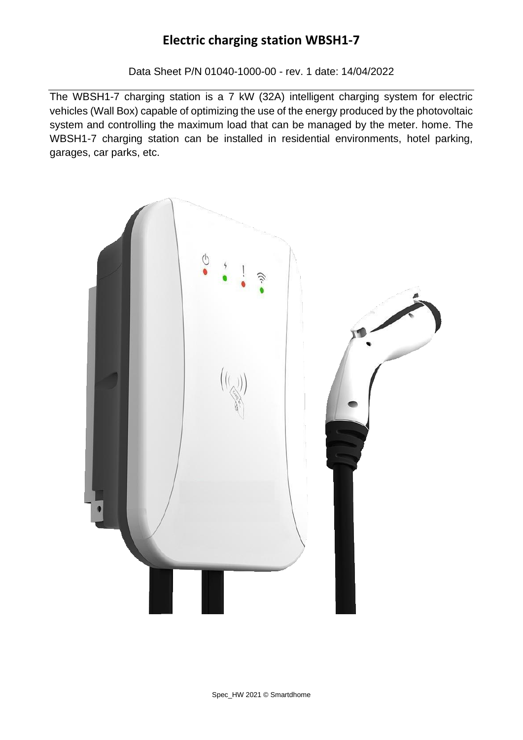# Electric charging station WBSH1-7

Data Sheet P/N 01040-1000-00 - rev. 1 date: 14/04/2022

The WBSH1-7 charging station is a 7 kW (32A) intelligent charging system for electric vehicles (Wall Box) capable of optimizing the use of the energy produced by the photovoltaic system and controlling the maximum load that can be managed by the meter. home. The WBSH1-7 charging station can be installed in residential environments, hotel parking, garages, car parks, etc.

Spec_HW 2021 © Smartdhome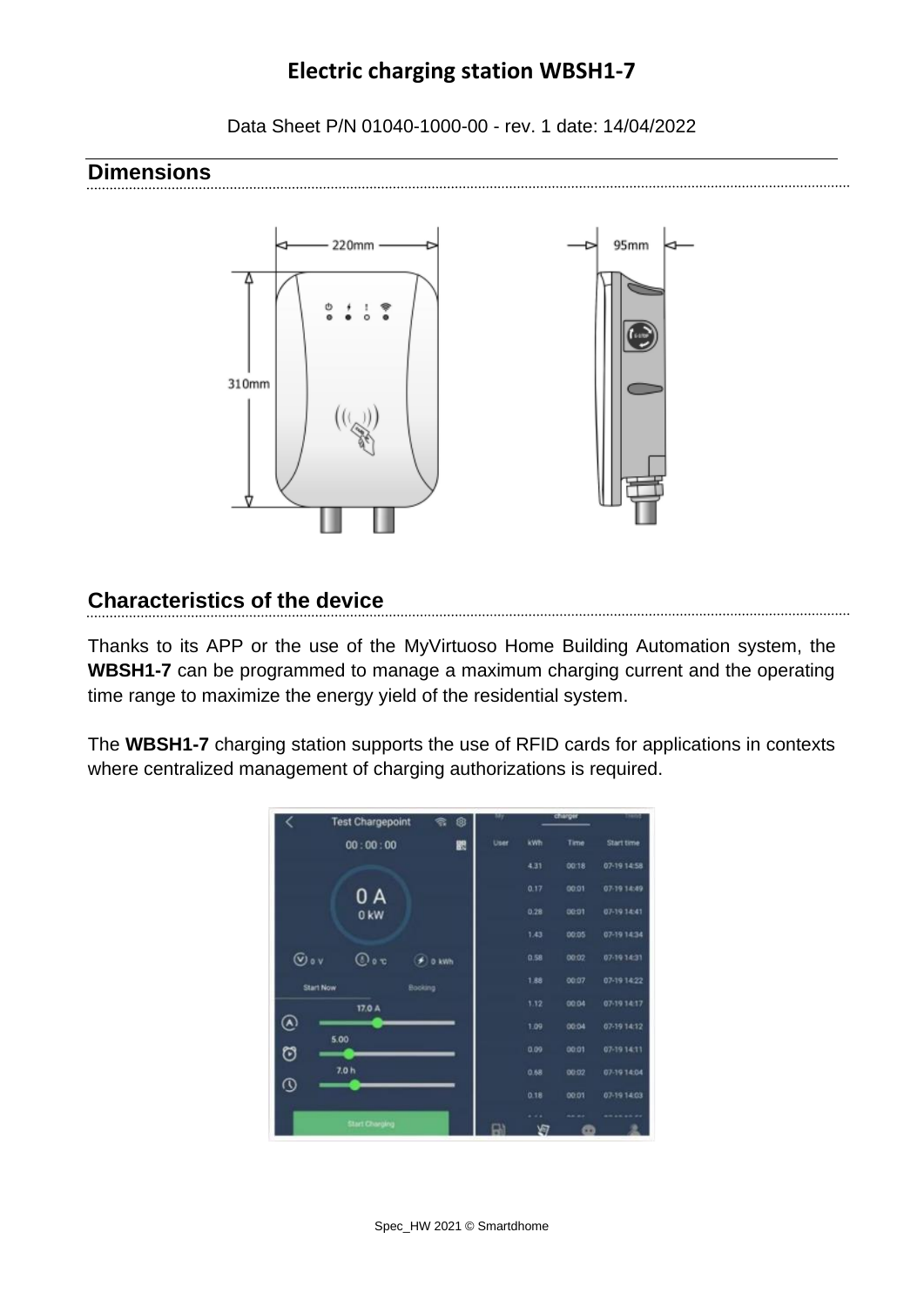# Electric charging station WBSH1-7

Data Sheet P/N 01040-1000-00 - rev. 1 date: 14/04/2022

## Dimensions

## Characteristics of the device

Thanks to its APP or the use of the MyVirtuoso Home Building Automation system, the **WBSH1-7** can be programmed to manage a maximum charging current and the operating time range to maximize the energy yield of the residential system.

The **WBSH1-7** charging station supports the use of RFID cards for applications in contexts where centralized management of charging authorizations is required.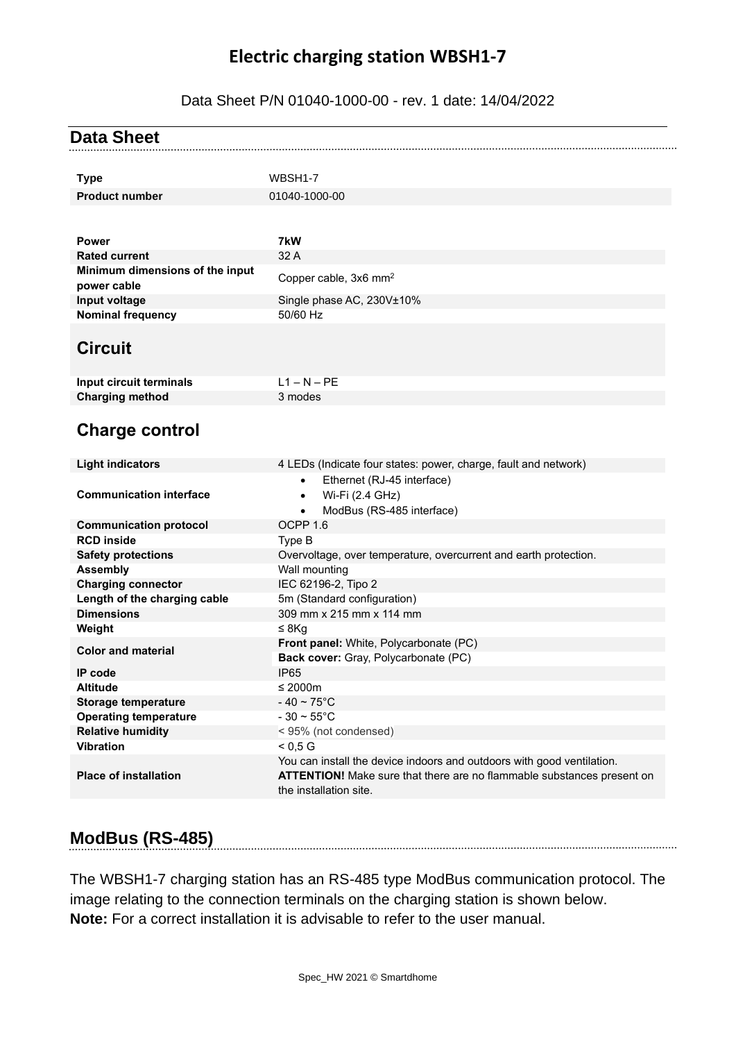# Electric charging station WBSH1-7

Data Sheet P/N 01040-1000-00 - rev. 1 date: 14/04/2022

## Data Sheet

| | |
|---|---|
| **Type** | WBSH1-7 |
| **Product number** | 01040-1000-00 |

| | |
|---|---|
| **Power** | **7kW** |
| **Rated current** | 32 A |
| **Minimum dimensions of the input power cable** | Copper cable, 3x6 mm$^2$ |
| **Input voltage** | Single phase AC, 230V±10% |
| **Nominal frequency** | 50/60 Hz |

### Circuit

| | |
|---|---|
| **Input circuit terminals** | L1 – N – PE |
| **Charging method** | 3 modes |

### Charge control

| | |
|---|---|
| **Light indicators** | 4 LEDs (Indicate four states: power, charge, fault and network) |
| **Communication interface** | • Ethernet (RJ-45 interface)<br>• Wi-Fi (2.4 GHz)<br>• ModBus (RS-485 interface) |
| **Communication protocol** | OCPP 1.6 |
| **RCD inside** | Type B |
| **Safety protections** | Overvoltage, over temperature, overcurrent and earth protection. |
| **Assembly** | Wall mounting |
| **Charging connector** | IEC 62196-2, Tipo 2 |
| **Length of the charging cable** | 5m (Standard configuration) |
| **Dimensions** | 309 mm x 215 mm x 114 mm |
| **Weight** | ≤ 8Kg |
| **Color and material** | **Front panel:** White, Polycarbonate (PC)<br>**Back cover:** Gray, Polycarbonate (PC) |
| **IP code** | IP65 |
| **Altitude** | ≤ 2000m |
| **Storage temperature** | - 40 ~ 75°C |
| **Operating temperature** | - 30 ~ 55°C |
| **Relative humidity** | < 95% (not condensed) |
| **Vibration** | < 0,5 G |
| **Place of installation** | You can install the device indoors and outdoors with good ventilation.<br>**ATTENTION!** Make sure that there are no flammable substances present on the installation site. |

## ModBus (RS-485)

The WBSH1-7 charging station has an RS-485 type ModBus communication protocol. The image relating to the connection terminals on the charging station is shown below.
**Note:** For a correct installation it is advisable to refer to the user manual.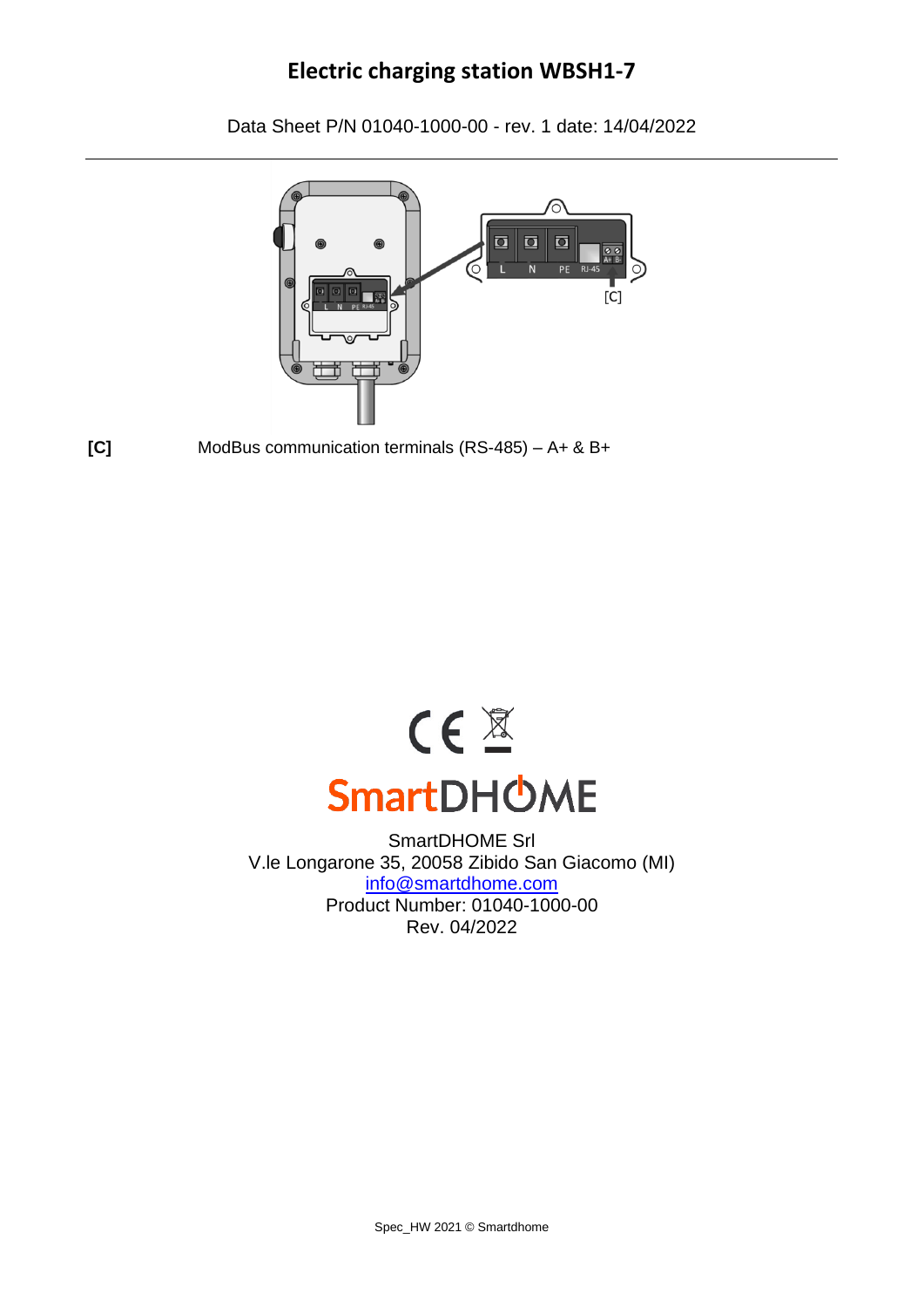# Electric charging station WBSH1-7

Data Sheet P/N 01040-1000-00 - rev. 1 date: 14/04/2022

---

L N PE RJ-45 A+ B-

[C]

**[C]** ModBus communication terminals (RS-485) – A+ & B+

SmartDHOME

SmartDHOME Srl
V.le Longarone 35, 20058 Zibido San Giacomo (MI)
info@smartdhome.com
Product Number: 01040-1000-00
Rev. 04/2022

Spec_HW 2021 © Smartdhome